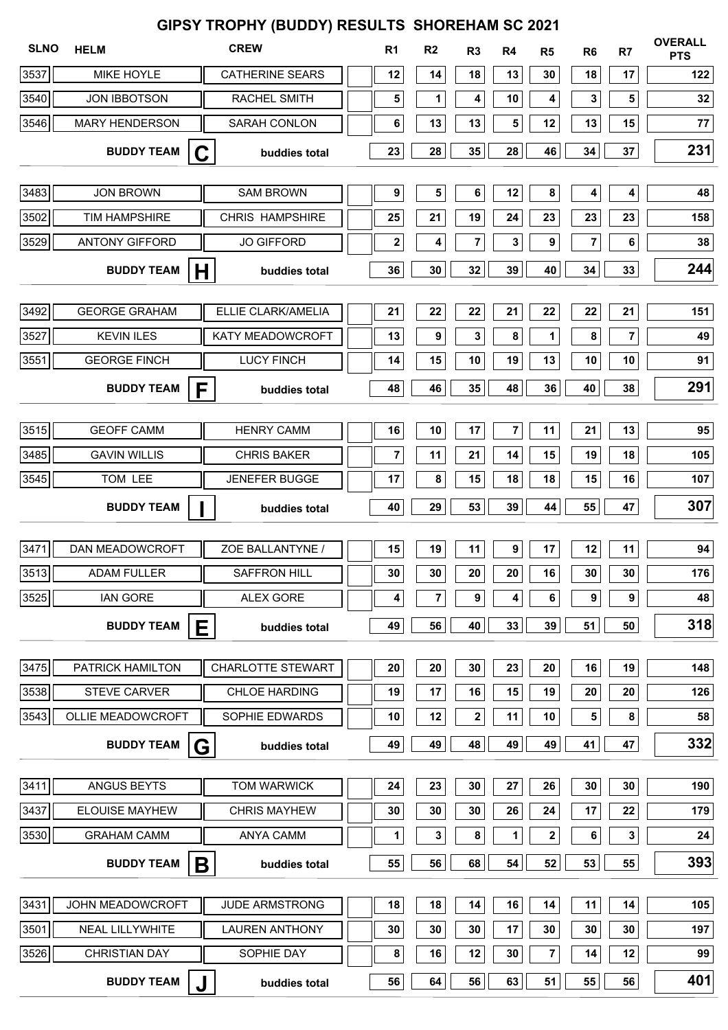# GIPSY TROPHY (BUDDY) RESULTS SHOREHAM SC 2021

| SLNO | HELM | CREW | R1 | R2 | R3 | R4 | R5 | R6 | R7 | OVERALL PTS |
|---|---|---|---|---|---|---|---|---|---|---|
| 3537 | MIKE HOYLE | CATHERINE SEARS | 12 | 14 | 18 | 13 | 30 | 18 | 17 | 122 |
| 3540 | JON IBBOTSON | RACHEL SMITH | 5 | 1 | 4 | 10 | 4 | 3 | 5 | 32 |
| 3546 | MARY HENDERSON | SARAH CONLON | 6 | 13 | 13 | 5 | 12 | 13 | 15 | 77 |
| | **BUDDY TEAM C** | **buddies total** | 23 | 28 | 35 | 28 | 46 | 34 | 37 | **231** |
| 3483 | JON BROWN | SAM BROWN | 9 | 5 | 6 | 12 | 8 | 4 | 4 | 48 |
| 3502 | TIM HAMPSHIRE | CHRIS HAMPSHIRE | 25 | 21 | 19 | 24 | 23 | 23 | 23 | 158 |
| 3529 | ANTONY GIFFORD | JO GIFFORD | 2 | 4 | 7 | 3 | 9 | 7 | 6 | 38 |
| | **BUDDY TEAM H** | **buddies total** | 36 | 30 | 32 | 39 | 40 | 34 | 33 | **244** |
| 3492 | GEORGE GRAHAM | ELLIE CLARK/AMELIA | 21 | 22 | 22 | 21 | 22 | 22 | 21 | 151 |
| 3527 | KEVIN ILES | KATY MEADOWCROFT | 13 | 9 | 3 | 8 | 1 | 8 | 7 | 49 |
| 3551 | GEORGE FINCH | LUCY FINCH | 14 | 15 | 10 | 19 | 13 | 10 | 10 | 91 |
| | **BUDDY TEAM F** | **buddies total** | 48 | 46 | 35 | 48 | 36 | 40 | 38 | **291** |
| 3515 | GEOFF CAMM | HENRY CAMM | 16 | 10 | 17 | 7 | 11 | 21 | 13 | 95 |
| 3485 | GAVIN WILLIS | CHRIS BAKER | 7 | 11 | 21 | 14 | 15 | 19 | 18 | 105 |
| 3545 | TOM LEE | JENEFER BUGGE | 17 | 8 | 15 | 18 | 18 | 15 | 16 | 107 |
| | **BUDDY TEAM I** | **buddies total** | 40 | 29 | 53 | 39 | 44 | 55 | 47 | **307** |
| 3471 | DAN MEADOWCROFT | ZOE BALLANTYNE / | 15 | 19 | 11 | 9 | 17 | 12 | 11 | 94 |
| 3513 | ADAM FULLER | SAFFRON HILL | 30 | 30 | 20 | 20 | 16 | 30 | 30 | 176 |
| 3525 | IAN GORE | ALEX GORE | 4 | 7 | 9 | 4 | 6 | 9 | 9 | 48 |
| | **BUDDY TEAM E** | **buddies total** | 49 | 56 | 40 | 33 | 39 | 51 | 50 | **318** |
| 3475 | PATRICK HAMILTON | CHARLOTTE STEWART | 20 | 20 | 30 | 23 | 20 | 16 | 19 | 148 |
| 3538 | STEVE CARVER | CHLOE HARDING | 19 | 17 | 16 | 15 | 19 | 20 | 20 | 126 |
| 3543 | OLLIE MEADOWCROFT | SOPHIE EDWARDS | 10 | 12 | 2 | 11 | 10 | 5 | 8 | 58 |
| | **BUDDY TEAM G** | **buddies total** | 49 | 49 | 48 | 49 | 49 | 41 | 47 | **332** |
| 3411 | ANGUS BEYTS | TOM WARWICK | 24 | 23 | 30 | 27 | 26 | 30 | 30 | 190 |
| 3437 | ELOUISE MAYHEW | CHRIS MAYHEW | 30 | 30 | 30 | 26 | 24 | 17 | 22 | 179 |
| 3530 | GRAHAM CAMM | ANYA CAMM | 1 | 3 | 8 | 1 | 2 | 6 | 3 | 24 |
| | **BUDDY TEAM B** | **buddies total** | 55 | 56 | 68 | 54 | 52 | 53 | 55 | **393** |
| 3431 | JOHN MEADOWCROFT | JUDE ARMSTRONG | 18 | 18 | 14 | 16 | 14 | 11 | 14 | 105 |
| 3501 | NEAL LILLYWHITE | LAUREN ANTHONY | 30 | 30 | 30 | 17 | 30 | 30 | 30 | 197 |
| 3526 | CHRISTIAN DAY | SOPHIE DAY | 8 | 16 | 12 | 30 | 7 | 14 | 12 | 99 |
| | **BUDDY TEAM J** | **buddies total** | 56 | 64 | 56 | 63 | 51 | 55 | 56 | **401** |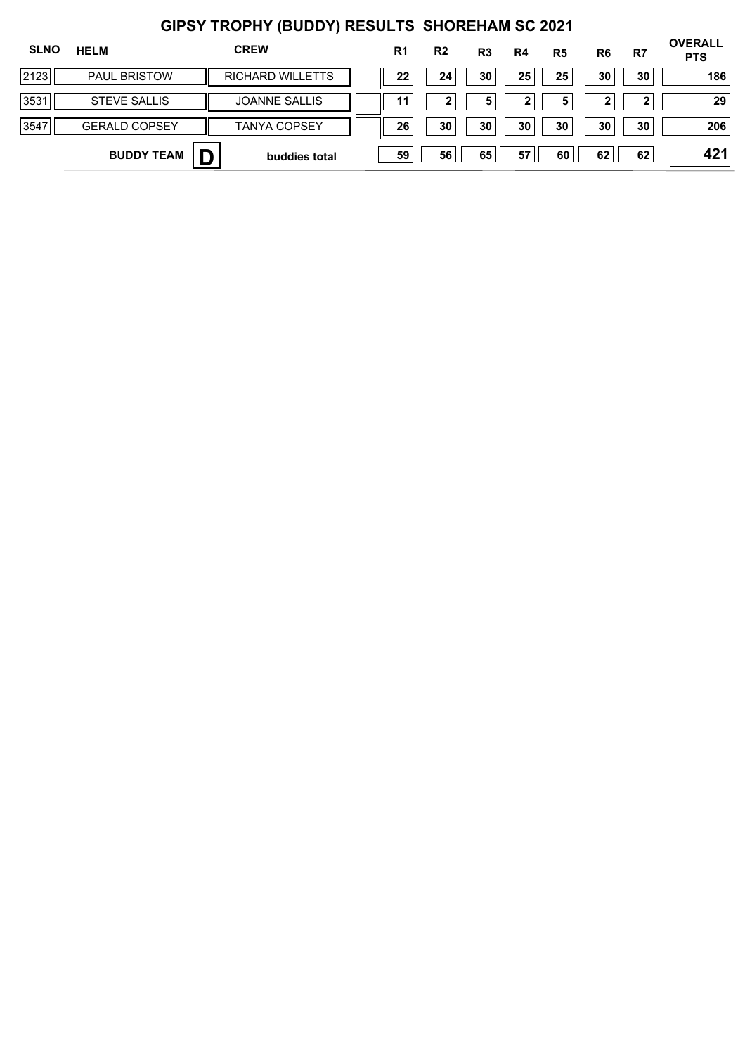## GIPSY TROPHY (BUDDY) RESULTS SHOREHAM SC 2021

| SLNO | HELM | CREW | | R1 | R2 | R3 | R4 | R5 | R6 | R7 | OVERALL PTS |
|---|---|---|---|---|---|---|---|---|---|---|---|
| 2123 | PAUL BRISTOW | RICHARD WILLETTS | | 22 | 24 | 30 | 25 | 25 | 30 | 30 | 186 |
| 3531 | STEVE SALLIS | JOANNE SALLIS | | 11 | 2 | 5 | 2 | 5 | 2 | 2 | 29 |
| 3547 | GERALD COPSEY | TANYA COPSEY | | 26 | 30 | 30 | 30 | 30 | 30 | 30 | 206 |
| | **BUDDY TEAM** **D** | **buddies total** | | **59** | **56** | **65** | **57** | **60** | **62** | **62** | **421** |